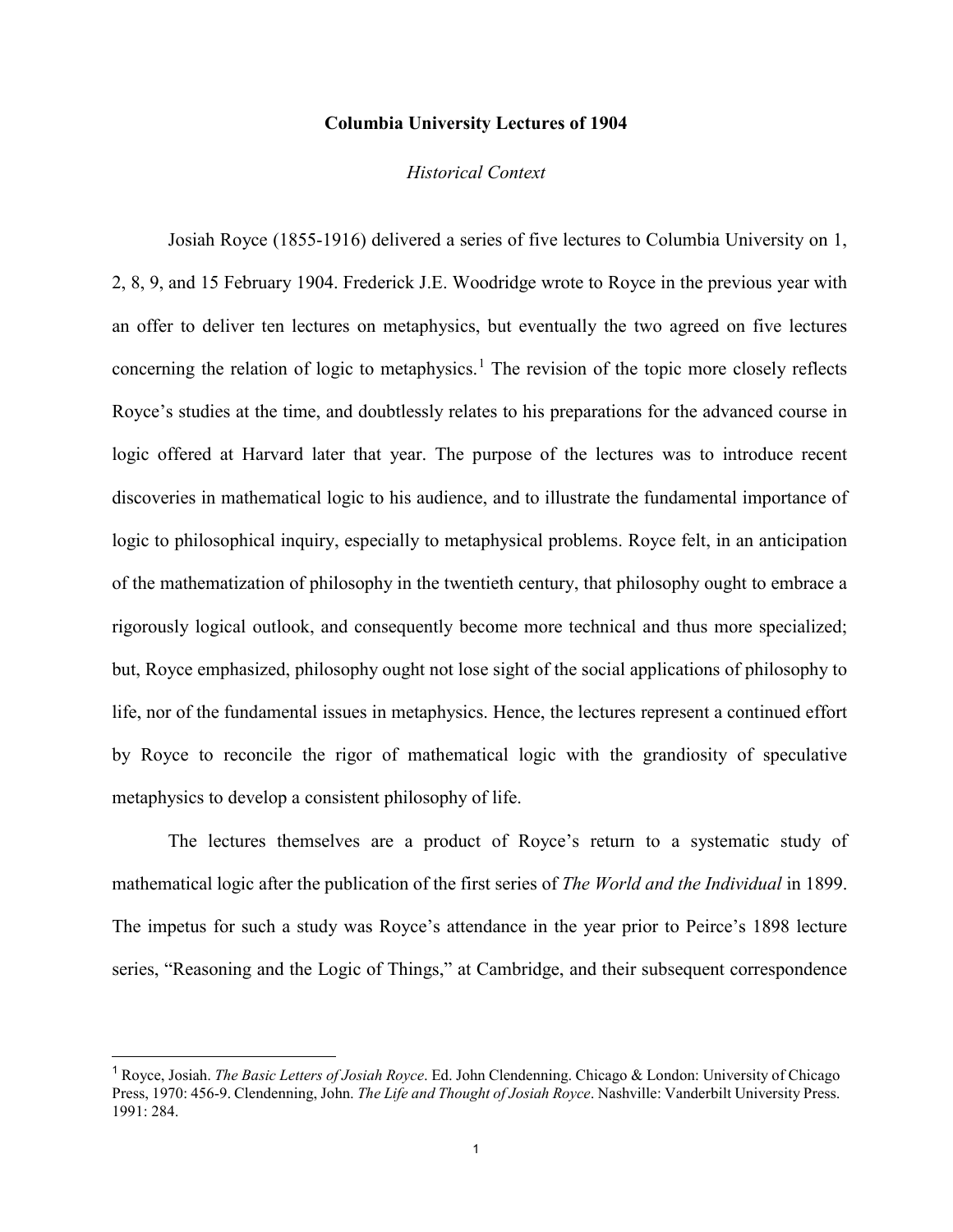# Columbia University Lectures of 1904

## *Historical Context*

Josiah Royce (1855-1916) delivered a series of five lectures to Columbia University on 1, 2, 8, 9, and 15 February 1904. Frederick J.E. Woodridge wrote to Royce in the previous year with an offer to deliver ten lectures on metaphysics, but eventually the two agreed on five lectures concerning the relation of logic to metaphysics.[1] The revision of the topic more closely reflects Royce's studies at the time, and doubtlessly relates to his preparations for the advanced course in logic offered at Harvard later that year. The purpose of the lectures was to introduce recent discoveries in mathematical logic to his audience, and to illustrate the fundamental importance of logic to philosophical inquiry, especially to metaphysical problems. Royce felt, in an anticipation of the mathematization of philosophy in the twentieth century, that philosophy ought to embrace a rigorously logical outlook, and consequently become more technical and thus more specialized; but, Royce emphasized, philosophy ought not lose sight of the social applications of philosophy to life, nor of the fundamental issues in metaphysics. Hence, the lectures represent a continued effort by Royce to reconcile the rigor of mathematical logic with the grandiosity of speculative metaphysics to develop a consistent philosophy of life.

The lectures themselves are a product of Royce's return to a systematic study of mathematical logic after the publication of the first series of *The World and the Individual* in 1899. The impetus for such a study was Royce's attendance in the year prior to Peirce's 1898 lecture series, "Reasoning and the Logic of Things," at Cambridge, and their subsequent correspondence

---

[1] Royce, Josiah. *The Basic Letters of Josiah Royce*. Ed. John Clendenning. Chicago & London: University of Chicago Press, 1970: 456-9. Clendenning, John. *The Life and Thought of Josiah Royce*. Nashville: Vanderbilt University Press. 1991: 284.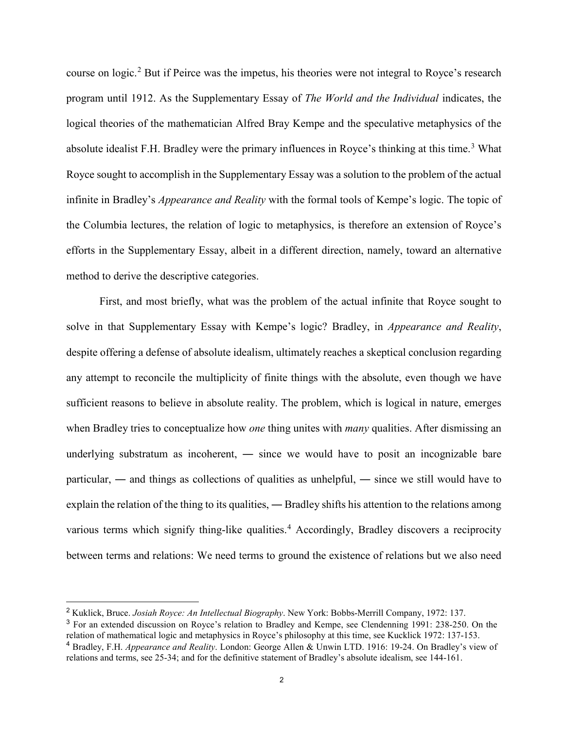course on logic.[2] But if Peirce was the impetus, his theories were not integral to Royce's research program until 1912. As the Supplementary Essay of *The World and the Individual* indicates, the logical theories of the mathematician Alfred Bray Kempe and the speculative metaphysics of the absolute idealist F.H. Bradley were the primary influences in Royce's thinking at this time.[3] What Royce sought to accomplish in the Supplementary Essay was a solution to the problem of the actual infinite in Bradley's *Appearance and Reality* with the formal tools of Kempe's logic. The topic of the Columbia lectures, the relation of logic to metaphysics, is therefore an extension of Royce's efforts in the Supplementary Essay, albeit in a different direction, namely, toward an alternative method to derive the descriptive categories.

First, and most briefly, what was the problem of the actual infinite that Royce sought to solve in that Supplementary Essay with Kempe's logic? Bradley, in *Appearance and Reality*, despite offering a defense of absolute idealism, ultimately reaches a skeptical conclusion regarding any attempt to reconcile the multiplicity of finite things with the absolute, even though we have sufficient reasons to believe in absolute reality. The problem, which is logical in nature, emerges when Bradley tries to conceptualize how *one* thing unites with *many* qualities. After dismissing an underlying substratum as incoherent, ― since we would have to posit an incognizable bare particular, ― and things as collections of qualities as unhelpful, ― since we still would have to explain the relation of the thing to its qualities, ― Bradley shifts his attention to the relations among various terms which signify thing-like qualities.[4] Accordingly, Bradley discovers a reciprocity between terms and relations: We need terms to ground the existence of relations but we also need

---

[2] Kuklick, Bruce. *Josiah Royce: An Intellectual Biography*. New York: Bobbs-Merrill Company, 1972: 137.

[3] For an extended discussion on Royce's relation to Bradley and Kempe, see Clendenning 1991: 238-250. On the relation of mathematical logic and metaphysics in Royce's philosophy at this time, see Kucklick 1972: 137-153.

[4] Bradley, F.H. *Appearance and Reality*. London: George Allen & Unwin LTD. 1916: 19-24. On Bradley's view of relations and terms, see 25-34; and for the definitive statement of Bradley's absolute idealism, see 144-161.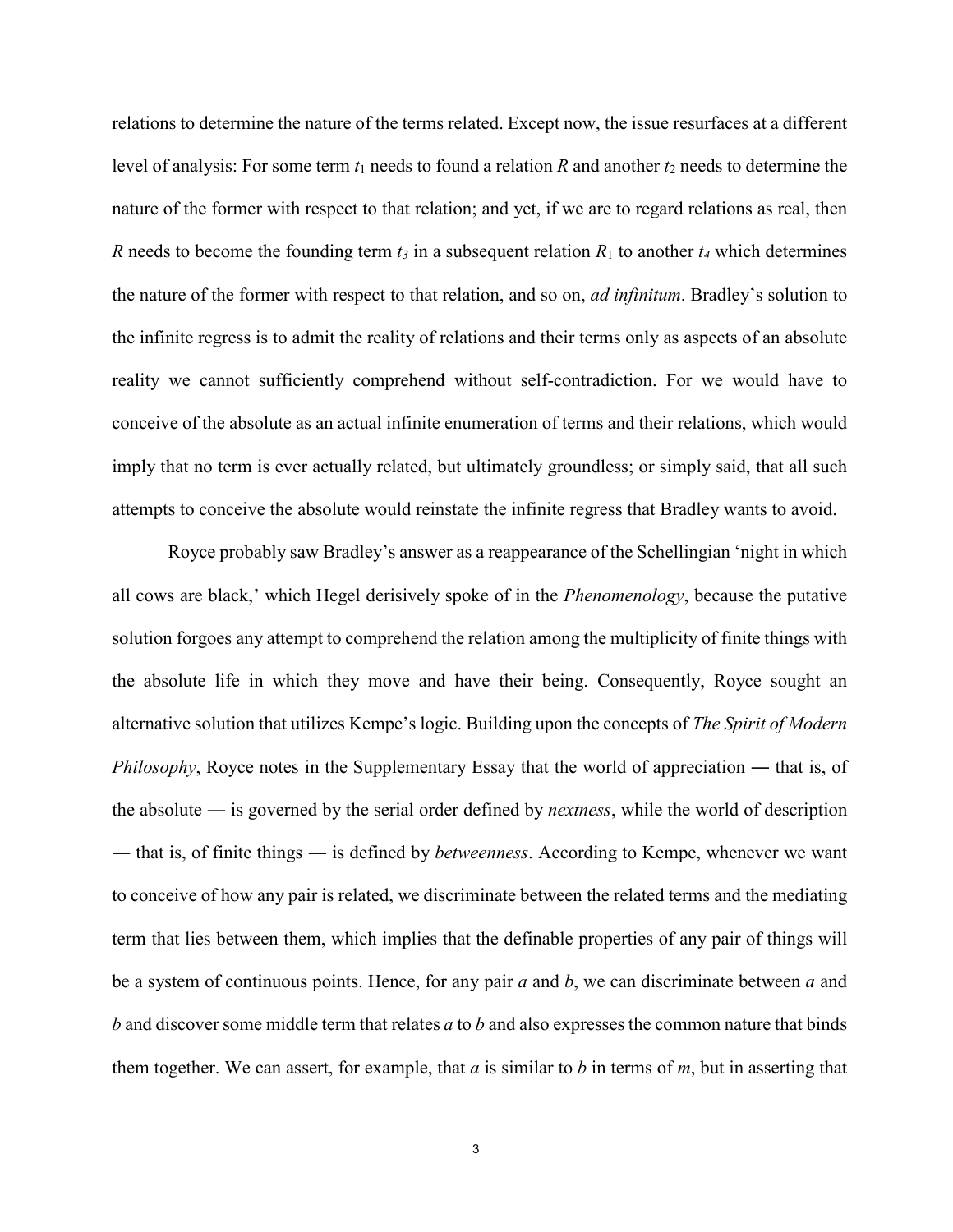relations to determine the nature of the terms related. Except now, the issue resurfaces at a different level of analysis: For some term $t_1$ needs to found a relation $R$ and another $t_2$ needs to determine the nature of the former with respect to that relation; and yet, if we are to regard relations as real, then $R$ needs to become the founding term $t_3$ in a subsequent relation $R_1$ to another $t_4$ which determines the nature of the former with respect to that relation, and so on, *ad infinitum*. Bradley's solution to the infinite regress is to admit the reality of relations and their terms only as aspects of an absolute reality we cannot sufficiently comprehend without self-contradiction. For we would have to conceive of the absolute as an actual infinite enumeration of terms and their relations, which would imply that no term is ever actually related, but ultimately groundless; or simply said, that all such attempts to conceive the absolute would reinstate the infinite regress that Bradley wants to avoid.

Royce probably saw Bradley's answer as a reappearance of the Schellingian 'night in which all cows are black,' which Hegel derisively spoke of in the *Phenomenology*, because the putative solution forgoes any attempt to comprehend the relation among the multiplicity of finite things with the absolute life in which they move and have their being. Consequently, Royce sought an alternative solution that utilizes Kempe's logic. Building upon the concepts of *The Spirit of Modern Philosophy*, Royce notes in the Supplementary Essay that the world of appreciation — that is, of the absolute — is governed by the serial order defined by *nextness*, while the world of description — that is, of finite things — is defined by *betweenness*. According to Kempe, whenever we want to conceive of how any pair is related, we discriminate between the related terms and the mediating term that lies between them, which implies that the definable properties of any pair of things will be a system of continuous points. Hence, for any pair $a$ and $b$, we can discriminate between $a$ and $b$ and discover some middle term that relates $a$ to $b$ and also expresses the common nature that binds them together. We can assert, for example, that $a$ is similar to $b$ in terms of $m$, but in asserting that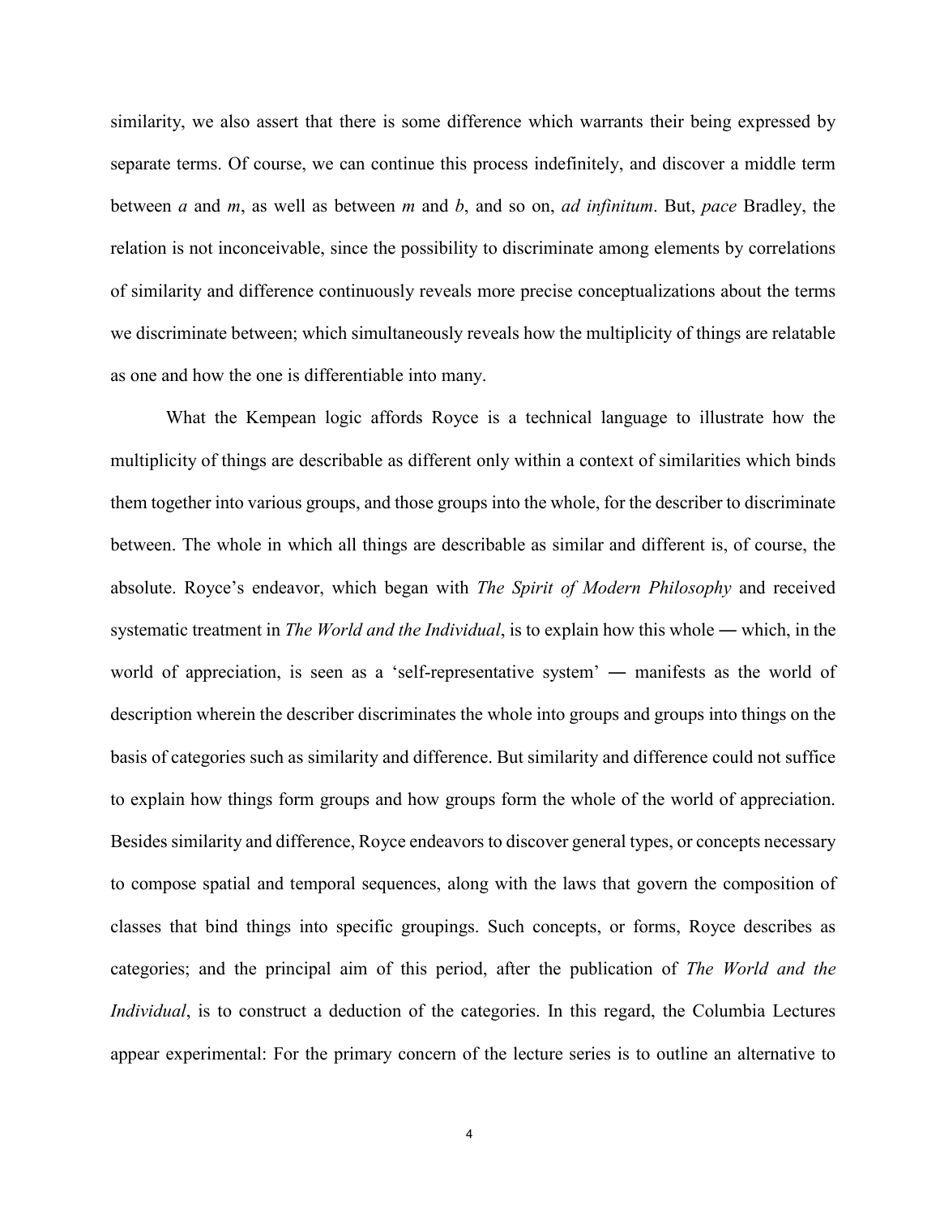similarity, we also assert that there is some difference which warrants their being expressed by separate terms. Of course, we can continue this process indefinitely, and discover a middle term between *a* and *m*, as well as between *m* and *b*, and so on, *ad infinitum*. But, *pace* Bradley, the relation is not inconceivable, since the possibility to discriminate among elements by correlations of similarity and difference continuously reveals more precise conceptualizations about the terms we discriminate between; which simultaneously reveals how the multiplicity of things are relatable as one and how the one is differentiable into many.

What the Kempean logic affords Royce is a technical language to illustrate how the multiplicity of things are describable as different only within a context of similarities which binds them together into various groups, and those groups into the whole, for the describer to discriminate between. The whole in which all things are describable as similar and different is, of course, the absolute. Royce's endeavor, which began with *The Spirit of Modern Philosophy* and received systematic treatment in *The World and the Individual*, is to explain how this whole — which, in the world of appreciation, is seen as a 'self-representative system' — manifests as the world of description wherein the describer discriminates the whole into groups and groups into things on the basis of categories such as similarity and difference. But similarity and difference could not suffice to explain how things form groups and how groups form the whole of the world of appreciation. Besides similarity and difference, Royce endeavors to discover general types, or concepts necessary to compose spatial and temporal sequences, along with the laws that govern the composition of classes that bind things into specific groupings. Such concepts, or forms, Royce describes as categories; and the principal aim of this period, after the publication of *The World and the Individual*, is to construct a deduction of the categories. In this regard, the Columbia Lectures appear experimental: For the primary concern of the lecture series is to outline an alternative to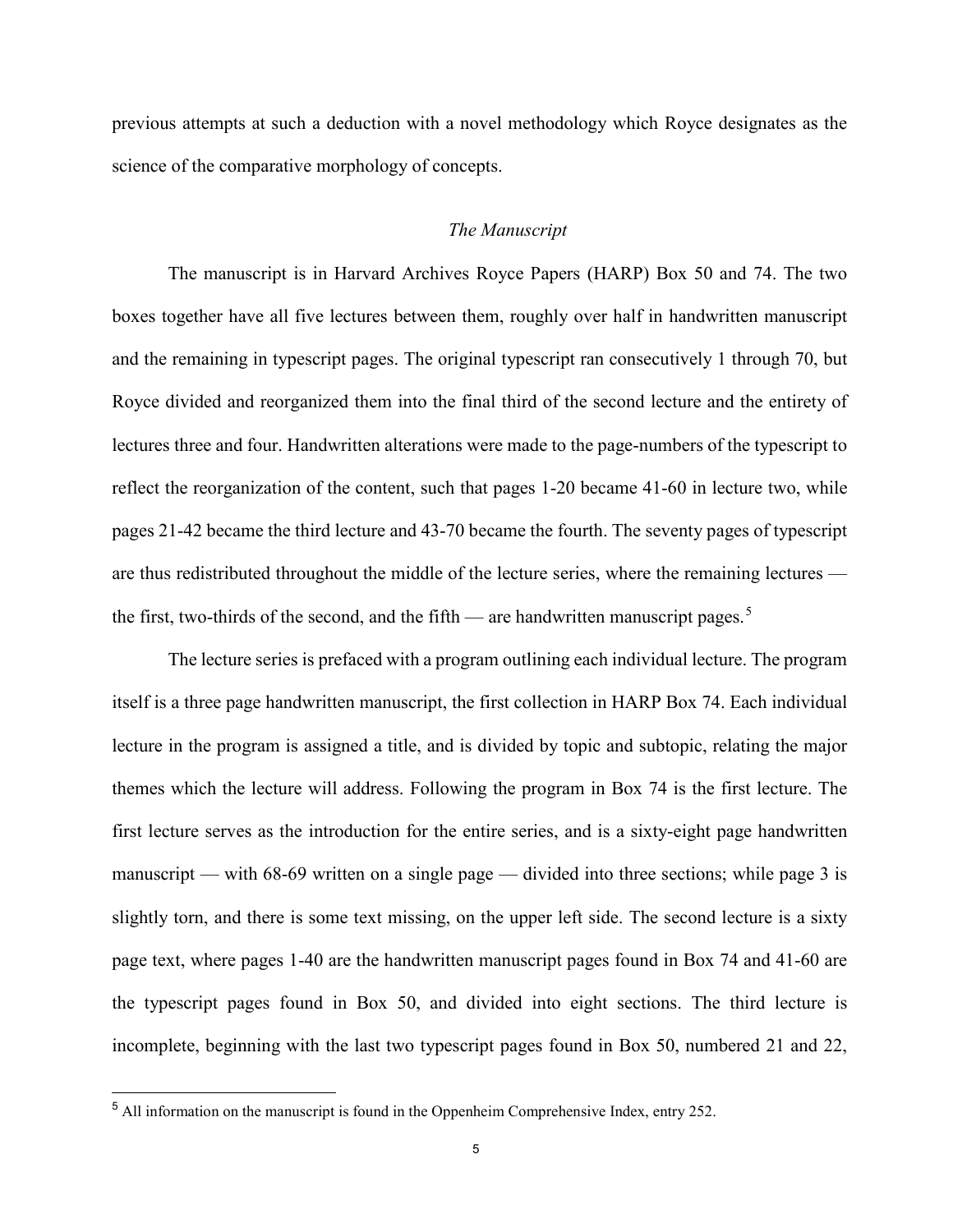previous attempts at such a deduction with a novel methodology which Royce designates as the science of the comparative morphology of concepts.

### *The Manuscript*

The manuscript is in Harvard Archives Royce Papers (HARP) Box 50 and 74. The two boxes together have all five lectures between them, roughly over half in handwritten manuscript and the remaining in typescript pages. The original typescript ran consecutively 1 through 70, but Royce divided and reorganized them into the final third of the second lecture and the entirety of lectures three and four. Handwritten alterations were made to the page-numbers of the typescript to reflect the reorganization of the content, such that pages 1-20 became 41-60 in lecture two, while pages 21-42 became the third lecture and 43-70 became the fourth. The seventy pages of typescript are thus redistributed throughout the middle of the lecture series, where the remaining lectures — the first, two-thirds of the second, and the fifth — are handwritten manuscript pages.[5]

The lecture series is prefaced with a program outlining each individual lecture. The program itself is a three page handwritten manuscript, the first collection in HARP Box 74. Each individual lecture in the program is assigned a title, and is divided by topic and subtopic, relating the major themes which the lecture will address. Following the program in Box 74 is the first lecture. The first lecture serves as the introduction for the entire series, and is a sixty-eight page handwritten manuscript — with 68-69 written on a single page — divided into three sections; while page 3 is slightly torn, and there is some text missing, on the upper left side. The second lecture is a sixty page text, where pages 1-40 are the handwritten manuscript pages found in Box 74 and 41-60 are the typescript pages found in Box 50, and divided into eight sections. The third lecture is incomplete, beginning with the last two typescript pages found in Box 50, numbered 21 and 22,

---

[5] All information on the manuscript is found in the Oppenheim Comprehensive Index, entry 252.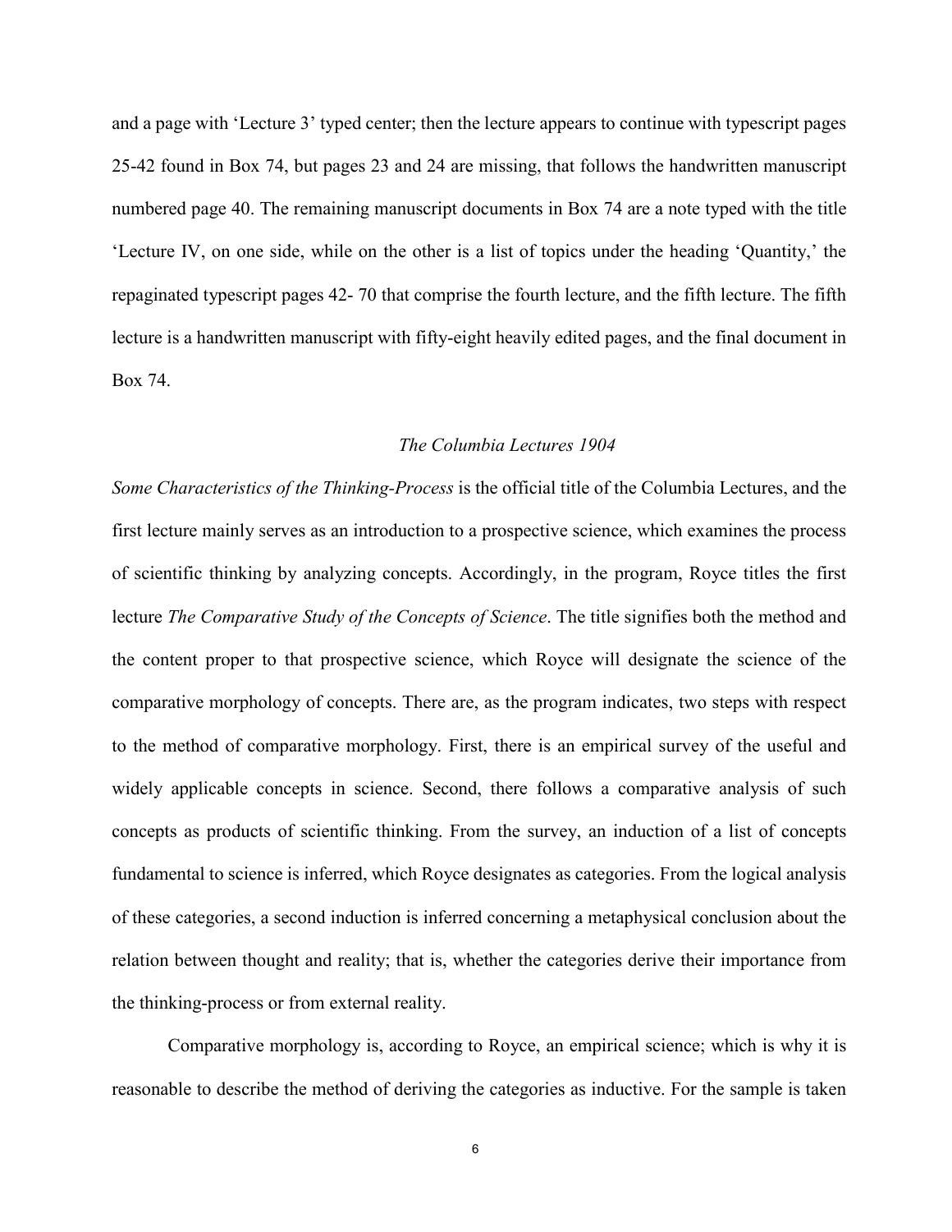and a page with 'Lecture 3' typed center; then the lecture appears to continue with typescript pages 25-42 found in Box 74, but pages 23 and 24 are missing, that follows the handwritten manuscript numbered page 40. The remaining manuscript documents in Box 74 are a note typed with the title 'Lecture IV, on one side, while on the other is a list of topics under the heading 'Quantity,' the repaginated typescript pages 42- 70 that comprise the fourth lecture, and the fifth lecture. The fifth lecture is a handwritten manuscript with fifty-eight heavily edited pages, and the final document in Box 74.

### *The Columbia Lectures 1904*

*Some Characteristics of the Thinking-Process* is the official title of the Columbia Lectures, and the first lecture mainly serves as an introduction to a prospective science, which examines the process of scientific thinking by analyzing concepts. Accordingly, in the program, Royce titles the first lecture *The Comparative Study of the Concepts of Science*. The title signifies both the method and the content proper to that prospective science, which Royce will designate the science of the comparative morphology of concepts. There are, as the program indicates, two steps with respect to the method of comparative morphology. First, there is an empirical survey of the useful and widely applicable concepts in science. Second, there follows a comparative analysis of such concepts as products of scientific thinking. From the survey, an induction of a list of concepts fundamental to science is inferred, which Royce designates as categories. From the logical analysis of these categories, a second induction is inferred concerning a metaphysical conclusion about the relation between thought and reality; that is, whether the categories derive their importance from the thinking-process or from external reality.

Comparative morphology is, according to Royce, an empirical science; which is why it is reasonable to describe the method of deriving the categories as inductive. For the sample is taken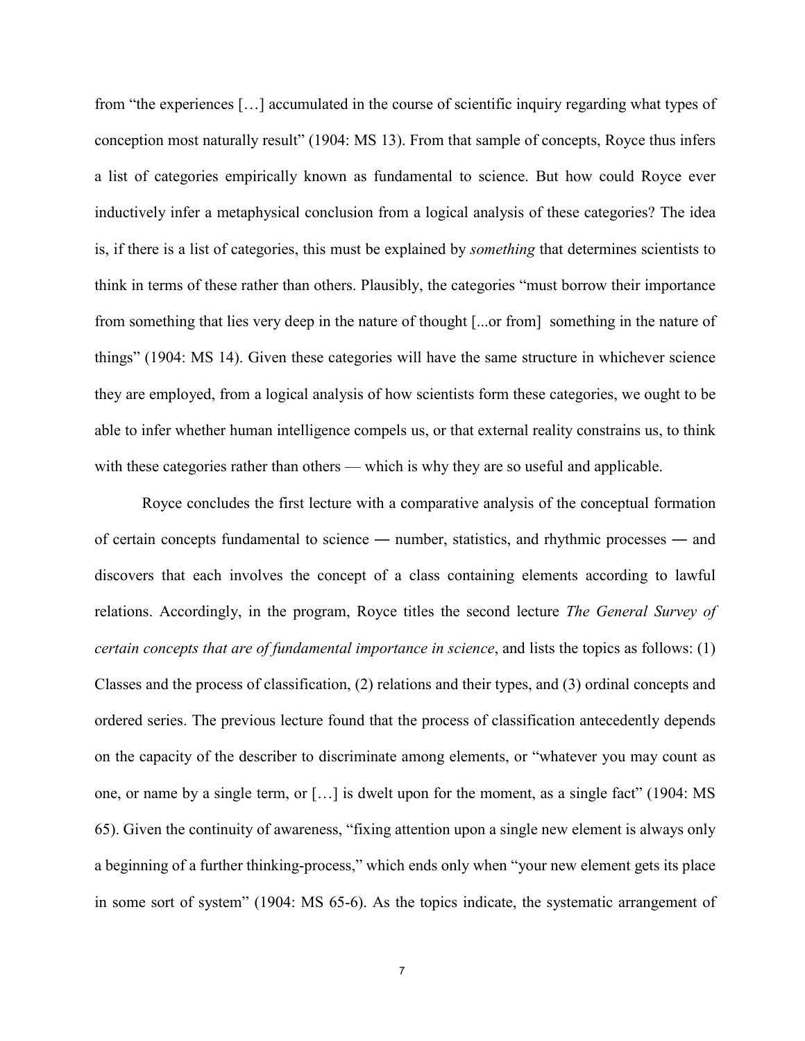from "the experiences […] accumulated in the course of scientific inquiry regarding what types of conception most naturally result" (1904: MS 13). From that sample of concepts, Royce thus infers a list of categories empirically known as fundamental to science. But how could Royce ever inductively infer a metaphysical conclusion from a logical analysis of these categories? The idea is, if there is a list of categories, this must be explained by *something* that determines scientists to think in terms of these rather than others. Plausibly, the categories "must borrow their importance from something that lies very deep in the nature of thought [...or from] something in the nature of things" (1904: MS 14). Given these categories will have the same structure in whichever science they are employed, from a logical analysis of how scientists form these categories, we ought to be able to infer whether human intelligence compels us, or that external reality constrains us, to think with these categories rather than others — which is why they are so useful and applicable.

Royce concludes the first lecture with a comparative analysis of the conceptual formation of certain concepts fundamental to science ― number, statistics, and rhythmic processes ― and discovers that each involves the concept of a class containing elements according to lawful relations. Accordingly, in the program, Royce titles the second lecture *The General Survey of certain concepts that are of fundamental importance in science*, and lists the topics as follows: (1) Classes and the process of classification, (2) relations and their types, and (3) ordinal concepts and ordered series. The previous lecture found that the process of classification antecedently depends on the capacity of the describer to discriminate among elements, or "whatever you may count as one, or name by a single term, or […] is dwelt upon for the moment, as a single fact" (1904: MS 65). Given the continuity of awareness, "fixing attention upon a single new element is always only a beginning of a further thinking-process," which ends only when "your new element gets its place in some sort of system" (1904: MS 65-6). As the topics indicate, the systematic arrangement of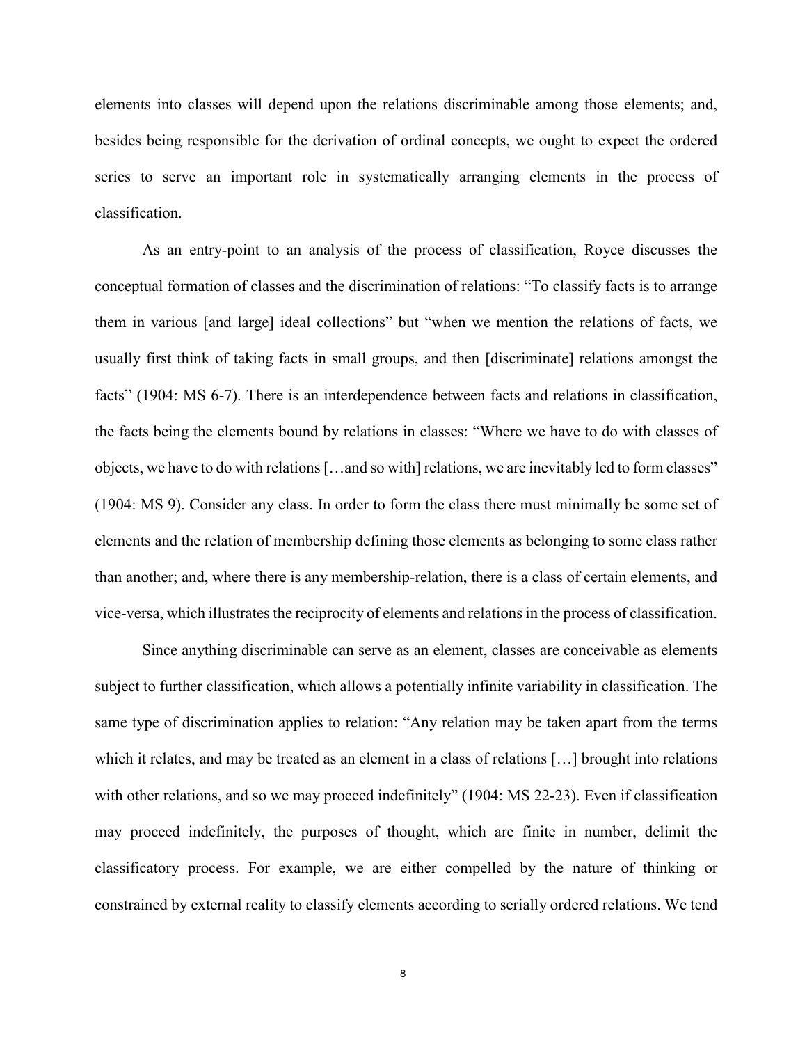elements into classes will depend upon the relations discriminable among those elements; and, besides being responsible for the derivation of ordinal concepts, we ought to expect the ordered series to serve an important role in systematically arranging elements in the process of classification.

As an entry-point to an analysis of the process of classification, Royce discusses the conceptual formation of classes and the discrimination of relations: "To classify facts is to arrange them in various [and large] ideal collections" but "when we mention the relations of facts, we usually first think of taking facts in small groups, and then [discriminate] relations amongst the facts" (1904: MS 6-7). There is an interdependence between facts and relations in classification, the facts being the elements bound by relations in classes: "Where we have to do with classes of objects, we have to do with relations […and so with] relations, we are inevitably led to form classes" (1904: MS 9). Consider any class. In order to form the class there must minimally be some set of elements and the relation of membership defining those elements as belonging to some class rather than another; and, where there is any membership-relation, there is a class of certain elements, and vice-versa, which illustrates the reciprocity of elements and relations in the process of classification.

Since anything discriminable can serve as an element, classes are conceivable as elements subject to further classification, which allows a potentially infinite variability in classification. The same type of discrimination applies to relation: "Any relation may be taken apart from the terms which it relates, and may be treated as an element in a class of relations […] brought into relations with other relations, and so we may proceed indefinitely" (1904: MS 22-23). Even if classification may proceed indefinitely, the purposes of thought, which are finite in number, delimit the classificatory process. For example, we are either compelled by the nature of thinking or constrained by external reality to classify elements according to serially ordered relations. We tend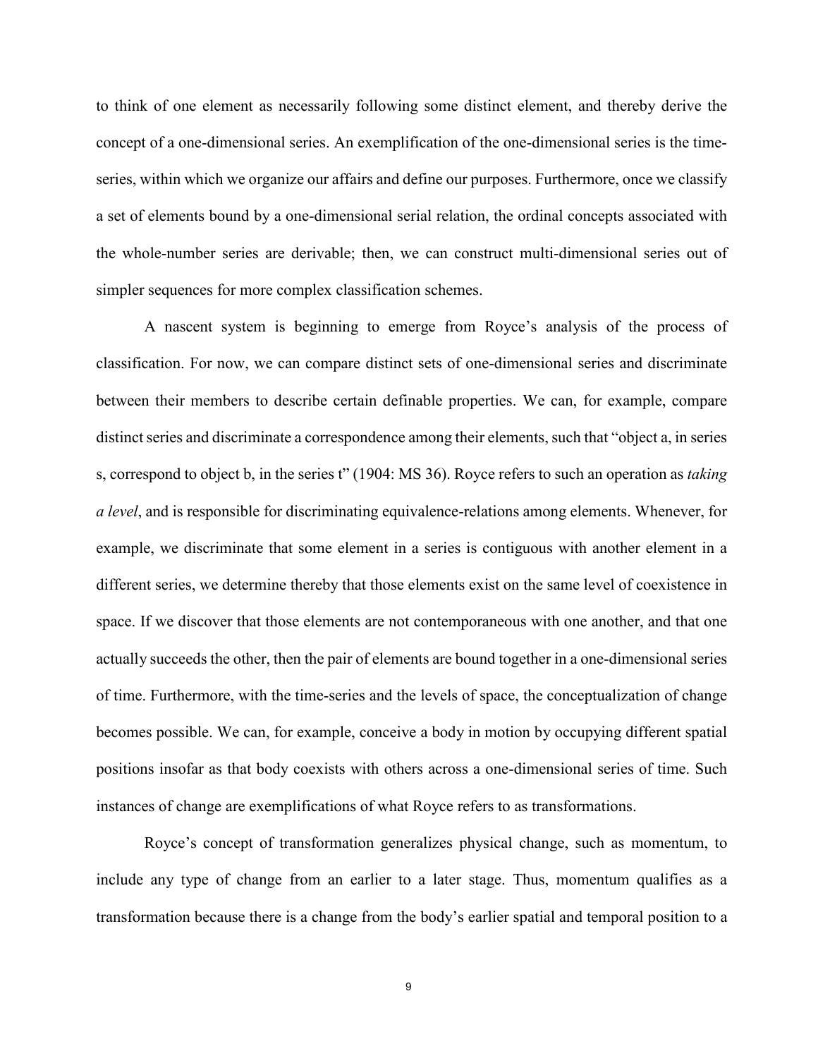to think of one element as necessarily following some distinct element, and thereby derive the concept of a one-dimensional series. An exemplification of the one-dimensional series is the time-series, within which we organize our affairs and define our purposes. Furthermore, once we classify a set of elements bound by a one-dimensional serial relation, the ordinal concepts associated with the whole-number series are derivable; then, we can construct multi-dimensional series out of simpler sequences for more complex classification schemes.

A nascent system is beginning to emerge from Royce's analysis of the process of classification. For now, we can compare distinct sets of one-dimensional series and discriminate between their members to describe certain definable properties. We can, for example, compare distinct series and discriminate a correspondence among their elements, such that "object a, in series s, correspond to object b, in the series t" (1904: MS 36). Royce refers to such an operation as *taking a level*, and is responsible for discriminating equivalence-relations among elements. Whenever, for example, we discriminate that some element in a series is contiguous with another element in a different series, we determine thereby that those elements exist on the same level of coexistence in space. If we discover that those elements are not contemporaneous with one another, and that one actually succeeds the other, then the pair of elements are bound together in a one-dimensional series of time. Furthermore, with the time-series and the levels of space, the conceptualization of change becomes possible. We can, for example, conceive a body in motion by occupying different spatial positions insofar as that body coexists with others across a one-dimensional series of time. Such instances of change are exemplifications of what Royce refers to as transformations.

Royce's concept of transformation generalizes physical change, such as momentum, to include any type of change from an earlier to a later stage. Thus, momentum qualifies as a transformation because there is a change from the body's earlier spatial and temporal position to a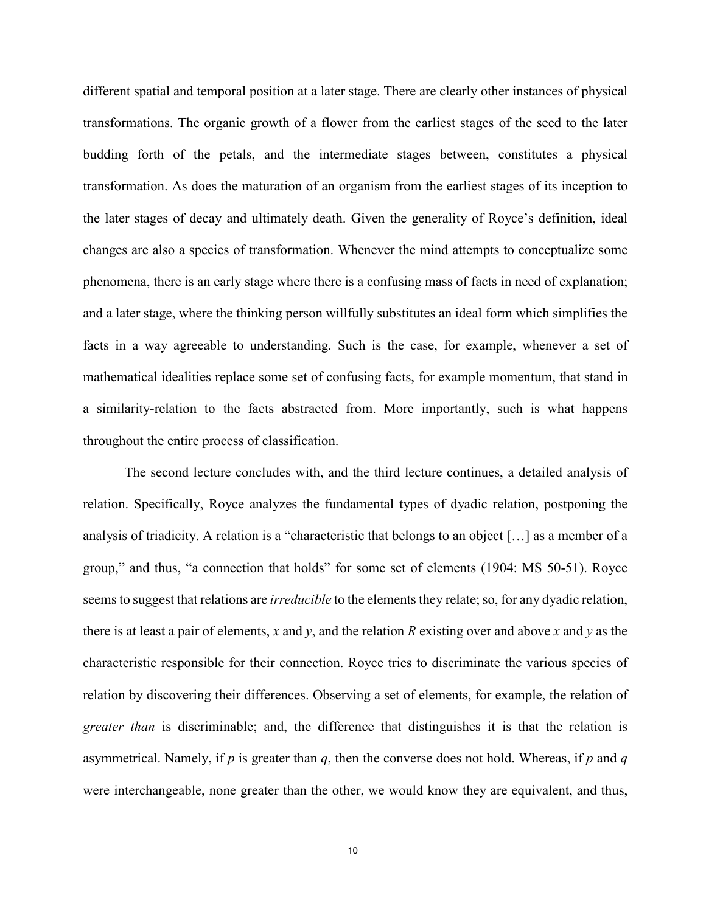different spatial and temporal position at a later stage. There are clearly other instances of physical transformations. The organic growth of a flower from the earliest stages of the seed to the later budding forth of the petals, and the intermediate stages between, constitutes a physical transformation. As does the maturation of an organism from the earliest stages of its inception to the later stages of decay and ultimately death. Given the generality of Royce's definition, ideal changes are also a species of transformation. Whenever the mind attempts to conceptualize some phenomena, there is an early stage where there is a confusing mass of facts in need of explanation; and a later stage, where the thinking person willfully substitutes an ideal form which simplifies the facts in a way agreeable to understanding. Such is the case, for example, whenever a set of mathematical idealities replace some set of confusing facts, for example momentum, that stand in a similarity-relation to the facts abstracted from. More importantly, such is what happens throughout the entire process of classification.

The second lecture concludes with, and the third lecture continues, a detailed analysis of relation. Specifically, Royce analyzes the fundamental types of dyadic relation, postponing the analysis of triadicity. A relation is a "characteristic that belongs to an object […] as a member of a group," and thus, "a connection that holds" for some set of elements (1904: MS 50-51). Royce seems to suggest that relations are *irreducible* to the elements they relate; so, for any dyadic relation, there is at least a pair of elements, $x$ and $y$, and the relation $R$ existing over and above $x$ and $y$ as the characteristic responsible for their connection. Royce tries to discriminate the various species of relation by discovering their differences. Observing a set of elements, for example, the relation of *greater than* is discriminable; and, the difference that distinguishes it is that the relation is asymmetrical. Namely, if $p$ is greater than $q$, then the converse does not hold. Whereas, if $p$ and $q$ were interchangeable, none greater than the other, we would know they are equivalent, and thus,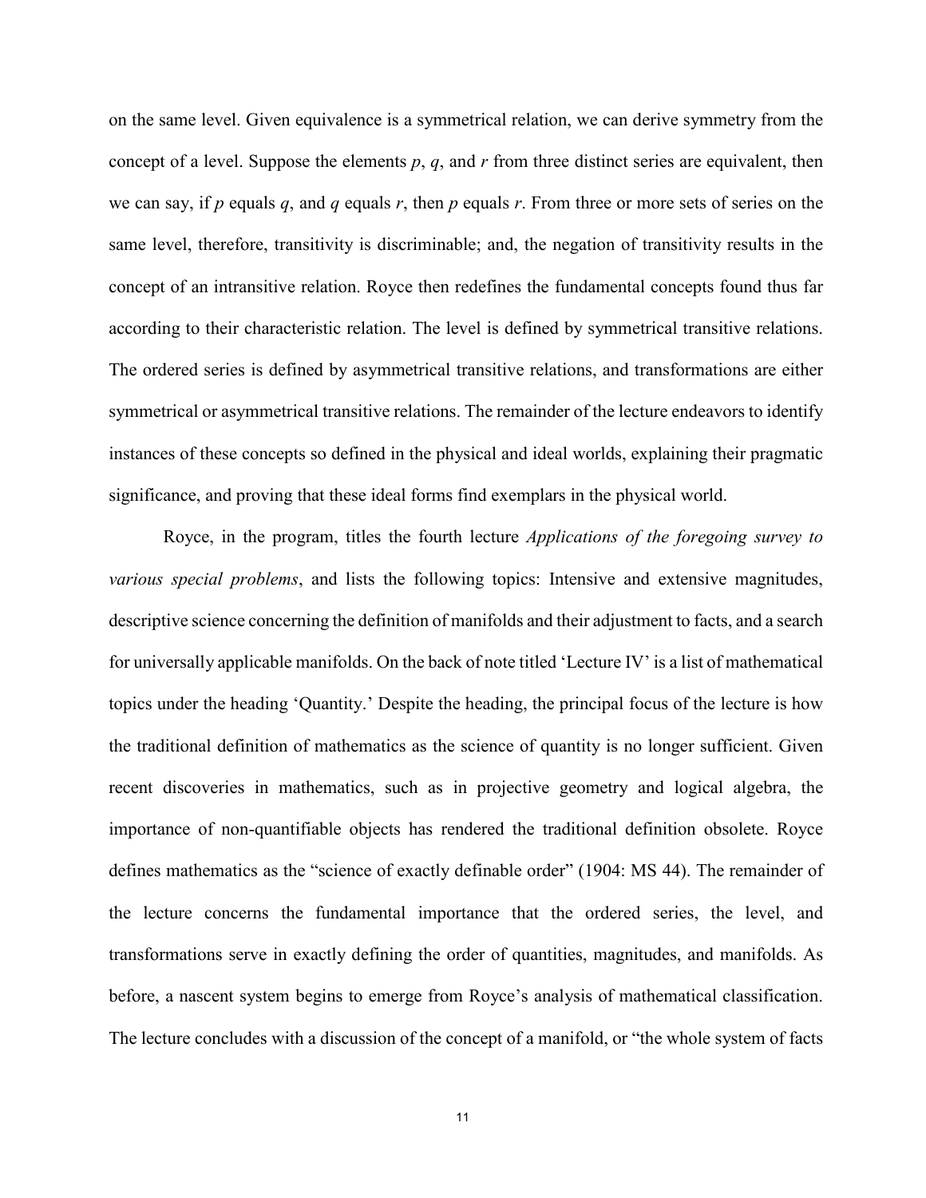on the same level. Given equivalence is a symmetrical relation, we can derive symmetry from the concept of a level. Suppose the elements $p$, $q$, and $r$ from three distinct series are equivalent, then we can say, if $p$ equals $q$, and $q$ equals $r$, then $p$ equals $r$. From three or more sets of series on the same level, therefore, transitivity is discriminable; and, the negation of transitivity results in the concept of an intransitive relation. Royce then redefines the fundamental concepts found thus far according to their characteristic relation. The level is defined by symmetrical transitive relations. The ordered series is defined by asymmetrical transitive relations, and transformations are either symmetrical or asymmetrical transitive relations. The remainder of the lecture endeavors to identify instances of these concepts so defined in the physical and ideal worlds, explaining their pragmatic significance, and proving that these ideal forms find exemplars in the physical world.

Royce, in the program, titles the fourth lecture *Applications of the foregoing survey to various special problems*, and lists the following topics: Intensive and extensive magnitudes, descriptive science concerning the definition of manifolds and their adjustment to facts, and a search for universally applicable manifolds. On the back of note titled 'Lecture IV' is a list of mathematical topics under the heading 'Quantity.' Despite the heading, the principal focus of the lecture is how the traditional definition of mathematics as the science of quantity is no longer sufficient. Given recent discoveries in mathematics, such as in projective geometry and logical algebra, the importance of non-quantifiable objects has rendered the traditional definition obsolete. Royce defines mathematics as the "science of exactly definable order" (1904: MS 44). The remainder of the lecture concerns the fundamental importance that the ordered series, the level, and transformations serve in exactly defining the order of quantities, magnitudes, and manifolds. As before, a nascent system begins to emerge from Royce's analysis of mathematical classification. The lecture concludes with a discussion of the concept of a manifold, or "the whole system of facts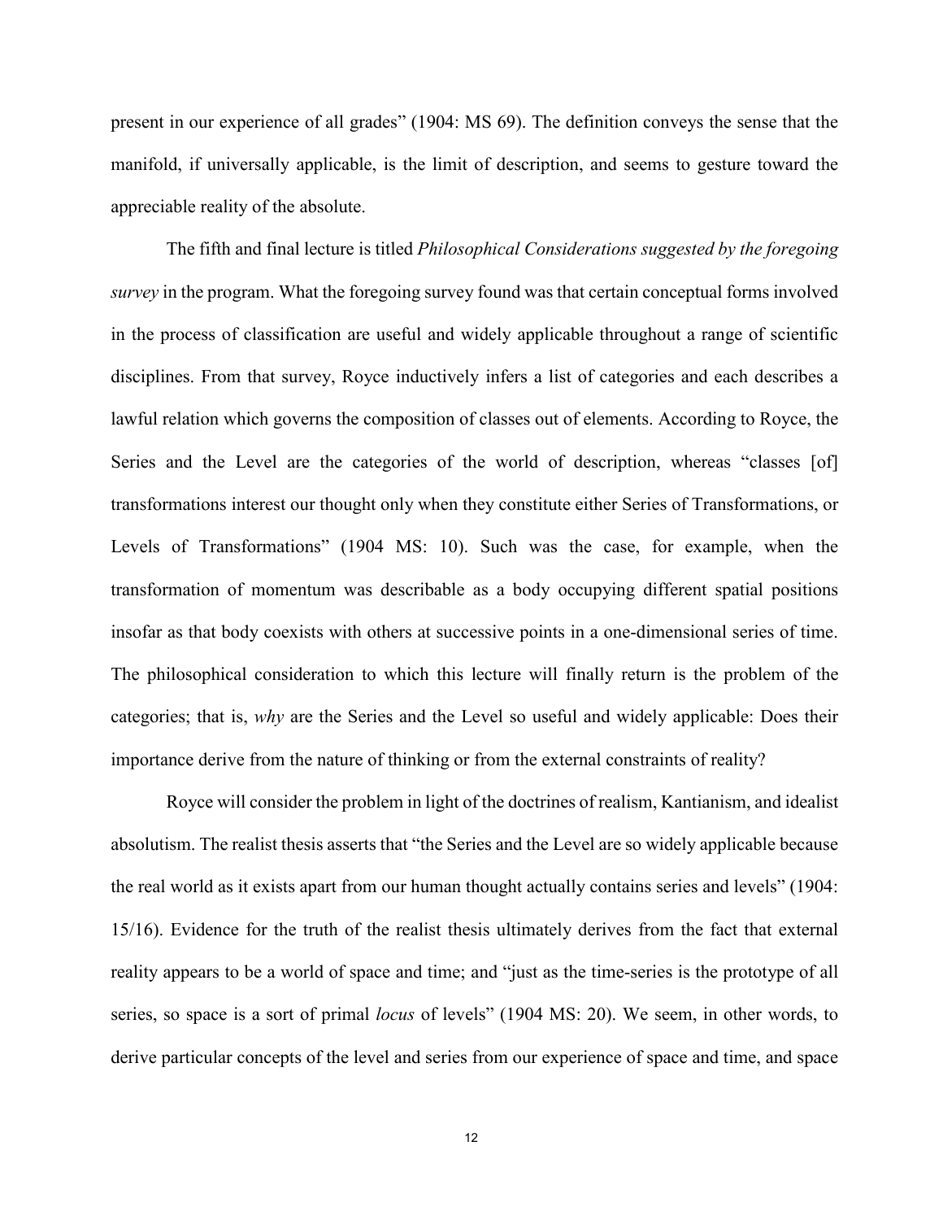present in our experience of all grades" (1904: MS 69). The definition conveys the sense that the manifold, if universally applicable, is the limit of description, and seems to gesture toward the appreciable reality of the absolute.

The fifth and final lecture is titled *Philosophical Considerations suggested by the foregoing survey* in the program. What the foregoing survey found was that certain conceptual forms involved in the process of classification are useful and widely applicable throughout a range of scientific disciplines. From that survey, Royce inductively infers a list of categories and each describes a lawful relation which governs the composition of classes out of elements. According to Royce, the Series and the Level are the categories of the world of description, whereas "classes [of] transformations interest our thought only when they constitute either Series of Transformations, or Levels of Transformations" (1904 MS: 10). Such was the case, for example, when the transformation of momentum was describable as a body occupying different spatial positions insofar as that body coexists with others at successive points in a one-dimensional series of time. The philosophical consideration to which this lecture will finally return is the problem of the categories; that is, *why* are the Series and the Level so useful and widely applicable: Does their importance derive from the nature of thinking or from the external constraints of reality?

Royce will consider the problem in light of the doctrines of realism, Kantianism, and idealist absolutism. The realist thesis asserts that "the Series and the Level are so widely applicable because the real world as it exists apart from our human thought actually contains series and levels" (1904: 15/16). Evidence for the truth of the realist thesis ultimately derives from the fact that external reality appears to be a world of space and time; and "just as the time-series is the prototype of all series, so space is a sort of primal *locus* of levels" (1904 MS: 20). We seem, in other words, to derive particular concepts of the level and series from our experience of space and time, and space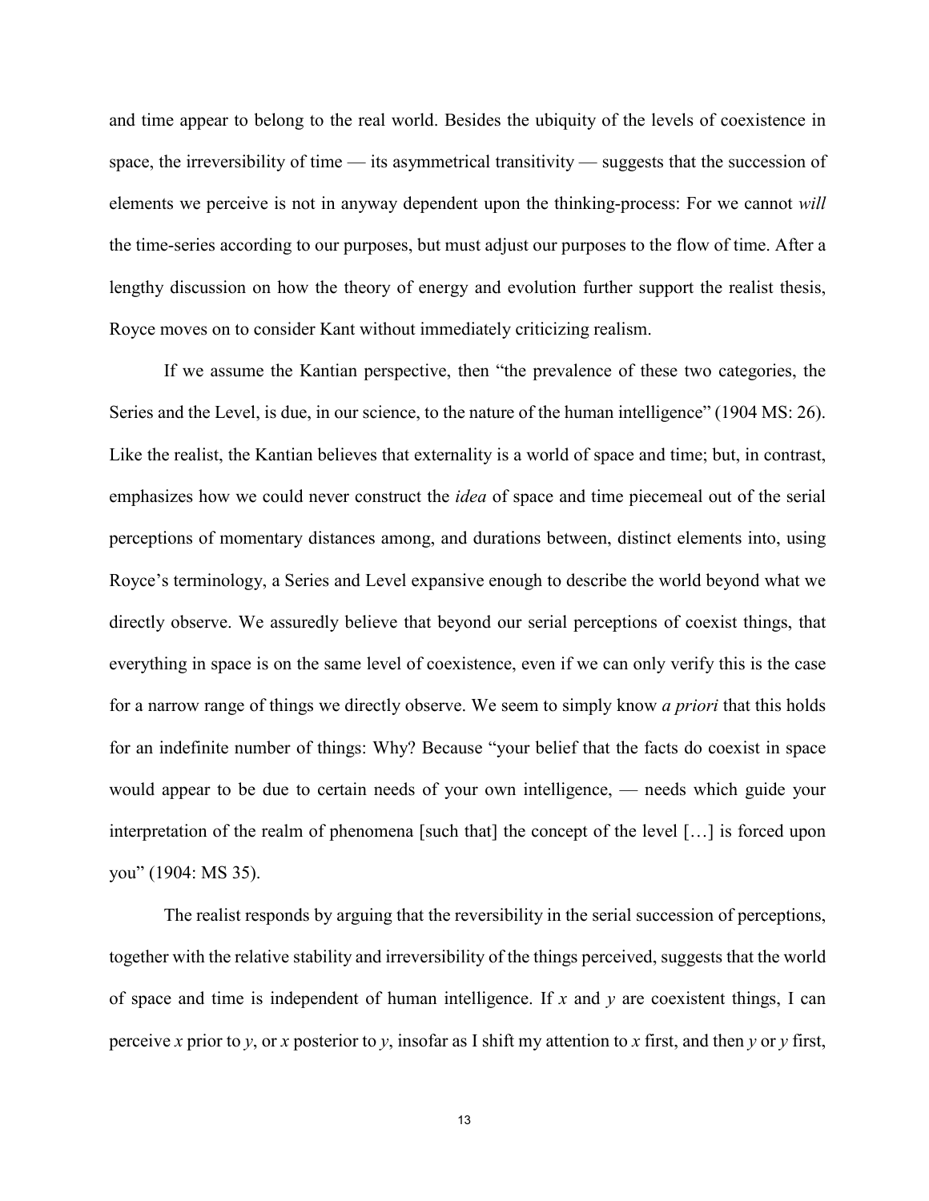and time appear to belong to the real world. Besides the ubiquity of the levels of coexistence in space, the irreversibility of time — its asymmetrical transitivity — suggests that the succession of elements we perceive is not in anyway dependent upon the thinking-process: For we cannot *will* the time-series according to our purposes, but must adjust our purposes to the flow of time. After a lengthy discussion on how the theory of energy and evolution further support the realist thesis, Royce moves on to consider Kant without immediately criticizing realism.

If we assume the Kantian perspective, then "the prevalence of these two categories, the Series and the Level, is due, in our science, to the nature of the human intelligence" (1904 MS: 26). Like the realist, the Kantian believes that externality is a world of space and time; but, in contrast, emphasizes how we could never construct the *idea* of space and time piecemeal out of the serial perceptions of momentary distances among, and durations between, distinct elements into, using Royce's terminology, a Series and Level expansive enough to describe the world beyond what we directly observe. We assuredly believe that beyond our serial perceptions of coexist things, that everything in space is on the same level of coexistence, even if we can only verify this is the case for a narrow range of things we directly observe. We seem to simply know *a priori* that this holds for an indefinite number of things: Why? Because "your belief that the facts do coexist in space would appear to be due to certain needs of your own intelligence, — needs which guide your interpretation of the realm of phenomena [such that] the concept of the level […] is forced upon you" (1904: MS 35).

The realist responds by arguing that the reversibility in the serial succession of perceptions, together with the relative stability and irreversibility of the things perceived, suggests that the world of space and time is independent of human intelligence. If *x* and *y* are coexistent things, I can perceive *x* prior to *y*, or *x* posterior to *y*, insofar as I shift my attention to *x* first, and then *y* or *y* first,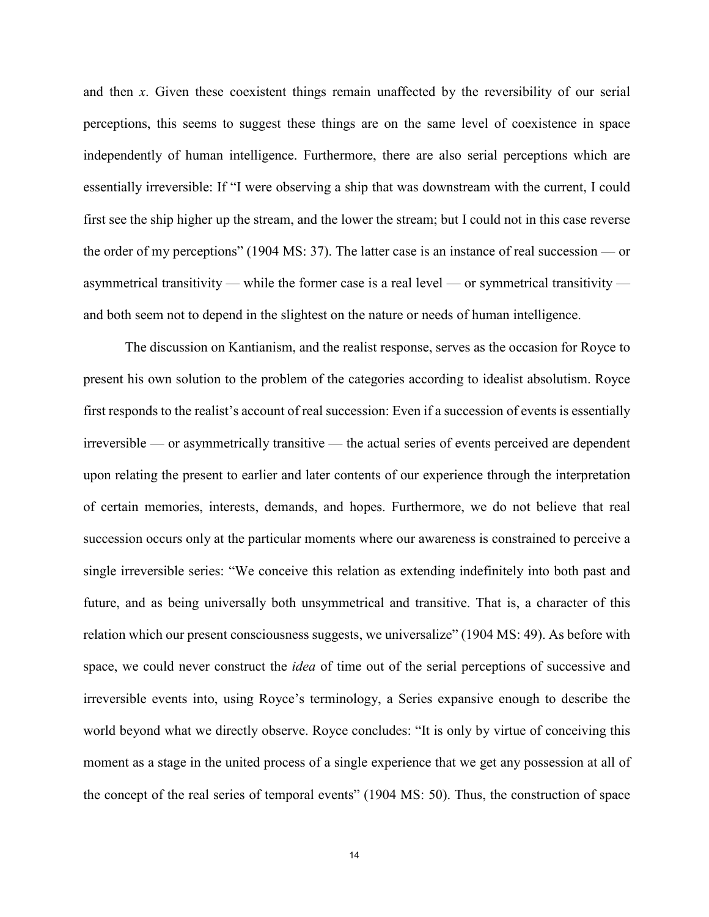and then *x*. Given these coexistent things remain unaffected by the reversibility of our serial perceptions, this seems to suggest these things are on the same level of coexistence in space independently of human intelligence. Furthermore, there are also serial perceptions which are essentially irreversible: If "I were observing a ship that was downstream with the current, I could first see the ship higher up the stream, and the lower the stream; but I could not in this case reverse the order of my perceptions" (1904 MS: 37). The latter case is an instance of real succession — or asymmetrical transitivity — while the former case is a real level — or symmetrical transitivity — and both seem not to depend in the slightest on the nature or needs of human intelligence.

The discussion on Kantianism, and the realist response, serves as the occasion for Royce to present his own solution to the problem of the categories according to idealist absolutism. Royce first responds to the realist's account of real succession: Even if a succession of events is essentially irreversible — or asymmetrically transitive — the actual series of events perceived are dependent upon relating the present to earlier and later contents of our experience through the interpretation of certain memories, interests, demands, and hopes. Furthermore, we do not believe that real succession occurs only at the particular moments where our awareness is constrained to perceive a single irreversible series: "We conceive this relation as extending indefinitely into both past and future, and as being universally both unsymmetrical and transitive. That is, a character of this relation which our present consciousness suggests, we universalize" (1904 MS: 49). As before with space, we could never construct the *idea* of time out of the serial perceptions of successive and irreversible events into, using Royce's terminology, a Series expansive enough to describe the world beyond what we directly observe. Royce concludes: "It is only by virtue of conceiving this moment as a stage in the united process of a single experience that we get any possession at all of the concept of the real series of temporal events" (1904 MS: 50). Thus, the construction of space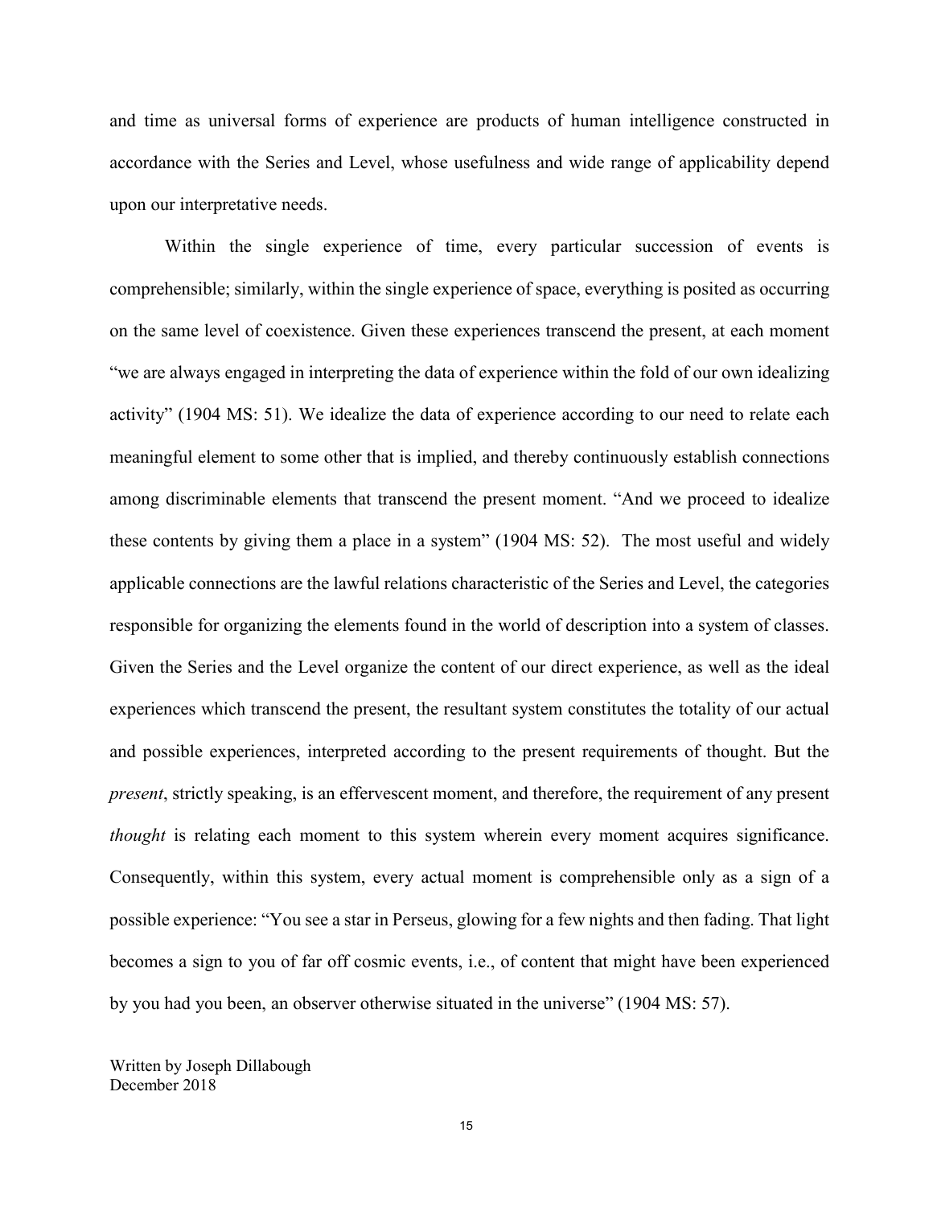and time as universal forms of experience are products of human intelligence constructed in accordance with the Series and Level, whose usefulness and wide range of applicability depend upon our interpretative needs.

Within the single experience of time, every particular succession of events is comprehensible; similarly, within the single experience of space, everything is posited as occurring on the same level of coexistence. Given these experiences transcend the present, at each moment "we are always engaged in interpreting the data of experience within the fold of our own idealizing activity" (1904 MS: 51). We idealize the data of experience according to our need to relate each meaningful element to some other that is implied, and thereby continuously establish connections among discriminable elements that transcend the present moment. "And we proceed to idealize these contents by giving them a place in a system" (1904 MS: 52). The most useful and widely applicable connections are the lawful relations characteristic of the Series and Level, the categories responsible for organizing the elements found in the world of description into a system of classes. Given the Series and the Level organize the content of our direct experience, as well as the ideal experiences which transcend the present, the resultant system constitutes the totality of our actual and possible experiences, interpreted according to the present requirements of thought. But the *present*, strictly speaking, is an effervescent moment, and therefore, the requirement of any present *thought* is relating each moment to this system wherein every moment acquires significance. Consequently, within this system, every actual moment is comprehensible only as a sign of a possible experience: "You see a star in Perseus, glowing for a few nights and then fading. That light becomes a sign to you of far off cosmic events, i.e., of content that might have been experienced by you had you been, an observer otherwise situated in the universe" (1904 MS: 57).

Written by Joseph Dillabough
December 2018